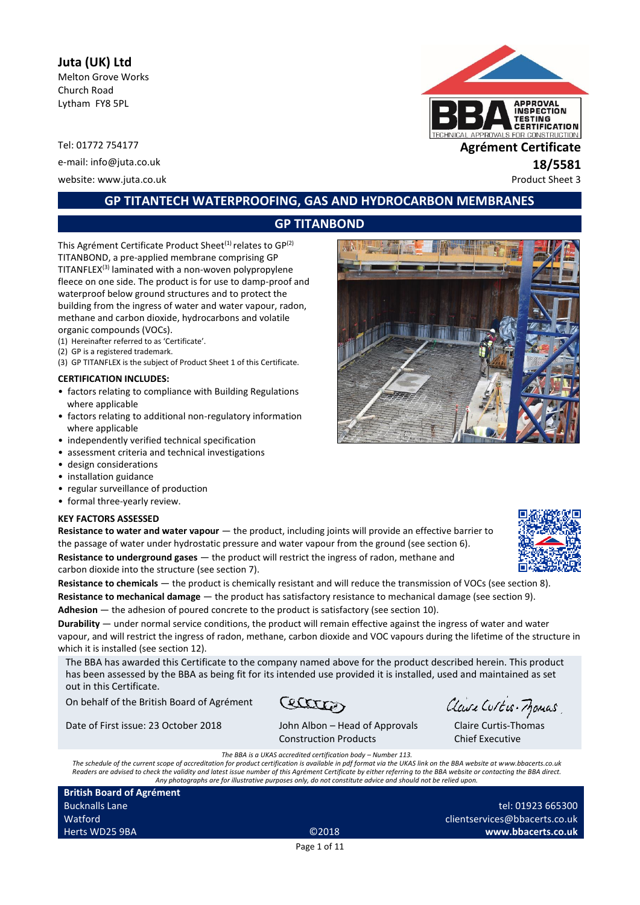**Juta (UK) Ltd**
Melton Grove Works
Church Road
Lytham FY8 5PL

Tel: 01772 754177
e-mail: info@juta.co.uk
website: www.juta.co.uk

**Agrément Certificate**
**18/5581**
Product Sheet 3

## GP TITANTECH WATERPROOFING, GAS AND HYDROCARBON MEMBRANES

## GP TITANBOND

This Agrément Certificate Product Sheet[1] relates to GP[2] TITANBOND, a pre-applied membrane comprising GP TITANFLEX[3] laminated with a non-woven polypropylene fleece on one side. The product is for use to damp-proof and waterproof below ground structures and to protect the building from the ingress of water and water vapour, radon, methane and carbon dioxide, hydrocarbons and volatile organic compounds (VOCs).

(1) Hereinafter referred to as 'Certificate'.
(2) GP is a registered trademark.
(3) GP TITANFLEX is the subject of Product Sheet 1 of this Certificate.

**CERTIFICATION INCLUDES:**

- factors relating to compliance with Building Regulations where applicable
- factors relating to additional non-regulatory information where applicable
- independently verified technical specification
- assessment criteria and technical investigations
- design considerations
- installation guidance
- regular surveillance of production
- formal three-yearly review.

**KEY FACTORS ASSESSED**

**Resistance to water and water vapour** — the product, including joints will provide an effective barrier to the passage of water under hydrostatic pressure and water vapour from the ground (see section 6).

**Resistance to underground gases** — the product will restrict the ingress of radon, methane and carbon dioxide into the structure (see section 7).

**Resistance to chemicals** — the product is chemically resistant and will reduce the transmission of VOCs (see section 8).

**Resistance to mechanical damage** — the product has satisfactory resistance to mechanical damage (see section 9).

**Adhesion** — the adhesion of poured concrete to the product is satisfactory (see section 10).

**Durability** — under normal service conditions, the product will remain effective against the ingress of water and water vapour, and will restrict the ingress of radon, methane, carbon dioxide and VOC vapours during the lifetime of the structure in which it is installed (see section 12).

The BBA has awarded this Certificate to the company named above for the product described herein. This product has been assessed by the BBA as being fit for its intended use provided it is installed, used and maintained as set out in this Certificate.

On behalf of the British Board of Agrément

Date of First issue: 23 October 2018

John Albon – Head of Approvals
Construction Products

Claire Curtis-Thomas
Chief Executive

*The BBA is a UKAS accredited certification body – Number 113.*
*The schedule of the current scope of accreditation for product certification is available in pdf format via the UKAS link on the BBA website at www.bbacerts.co.uk*
*Readers are advised to check the validity and latest issue number of this Agrément Certificate by either referring to the BBA website or contacting the BBA direct.*
*Any photographs are for illustrative purposes only, do not constitute advice and should not be relied upon.*

**British Board of Agrément**
Bucknalls Lane
Watford
Herts WD25 9BA

©2018

tel: 01923 665300
clientservices@bbacerts.co.uk
**www.bbacerts.co.uk**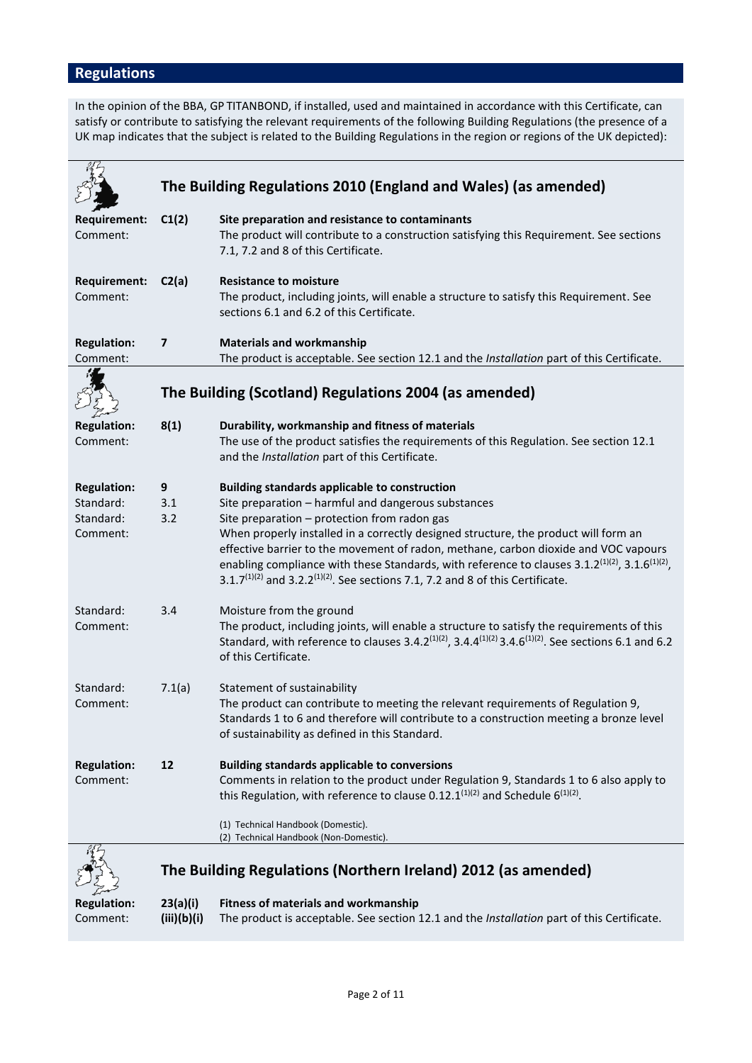## Regulations

In the opinion of the BBA, GP TITANBOND, if installed, used and maintained in accordance with this Certificate, can satisfy or contribute to satisfying the relevant requirements of the following Building Regulations (the presence of a UK map indicates that the subject is related to the Building Regulations in the region or regions of the UK depicted):

### The Building Regulations 2010 (England and Wales) (as amended)

**Requirement:** **C1(2)** **Site preparation and resistance to contaminants**
Comment: The product will contribute to a construction satisfying this Requirement. See sections 7.1, 7.2 and 8 of this Certificate.

**Requirement:** **C2(a)** **Resistance to moisture**
Comment: The product, including joints, will enable a structure to satisfy this Requirement. See sections 6.1 and 6.2 of this Certificate.

**Regulation:** **7** **Materials and workmanship**
Comment: The product is acceptable. See section 12.1 and the *Installation* part of this Certificate.

### The Building (Scotland) Regulations 2004 (as amended)

**Regulation:** **8(1)** **Durability, workmanship and fitness of materials**
Comment: The use of the product satisfies the requirements of this Regulation. See section 12.1 and the *Installation* part of this Certificate.

**Regulation:** **9** **Building standards applicable to construction**
Standard: 3.1 Site preparation – harmful and dangerous substances
Standard: 3.2 Site preparation – protection from radon gas
Comment: When properly installed in a correctly designed structure, the product will form an effective barrier to the movement of radon, methane, carbon dioxide and VOC vapours enabling compliance with these Standards, with reference to clauses 3.1.2[(1)(2)], 3.1.6[(1)(2)], 3.1.7[(1)(2)] and 3.2.2[(1)(2)]. See sections 7.1, 7.2 and 8 of this Certificate.

Standard: 3.4 Moisture from the ground
Comment: The product, including joints, will enable a structure to satisfy the requirements of this Standard, with reference to clauses 3.4.2[(1)(2)], 3.4.4[(1)(2)] 3.4.6[(1)(2)]. See sections 6.1 and 6.2 of this Certificate.

Standard: 7.1(a) Statement of sustainability
Comment: The product can contribute to meeting the relevant requirements of Regulation 9, Standards 1 to 6 and therefore will contribute to a construction meeting a bronze level of sustainability as defined in this Standard.

**Regulation:** **12** **Building standards applicable to conversions**
Comment: Comments in relation to the product under Regulation 9, Standards 1 to 6 also apply to this Regulation, with reference to clause 0.12.1[(1)(2)] and Schedule 6[(1)(2)].

(1) Technical Handbook (Domestic).
(2) Technical Handbook (Non-Domestic).

### The Building Regulations (Northern Ireland) 2012 (as amended)

**Regulation:** **23(a)(i)(iii)(b)(i)** **Fitness of materials and workmanship**
Comment: The product is acceptable. See section 12.1 and the *Installation* part of this Certificate.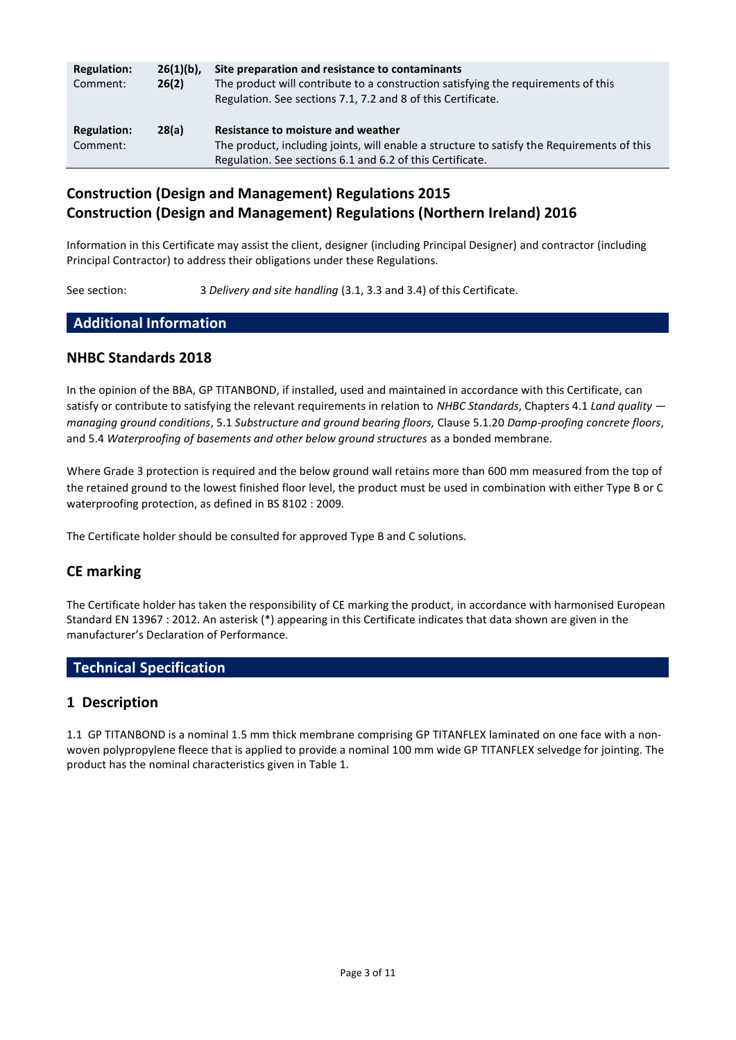| | | |
|---|---|---|
| **Regulation:** | **26(1)(b), 26(2)** | **Site preparation and resistance to contaminants** |
| Comment: | | The product will contribute to a construction satisfying the requirements of this Regulation. See sections 7.1, 7.2 and 8 of this Certificate. |
| **Regulation:** | **28(a)** | **Resistance to moisture and weather** |
| Comment: | | The product, including joints, will enable a structure to satisfy the Requirements of this Regulation. See sections 6.1 and 6.2 of this Certificate. |

## Construction (Design and Management) Regulations 2015
## Construction (Design and Management) Regulations (Northern Ireland) 2016

Information in this Certificate may assist the client, designer (including Principal Designer) and contractor (including Principal Contractor) to address their obligations under these Regulations.

See section: 3 *Delivery and site handling* (3.1, 3.3 and 3.4) of this Certificate.

# Additional Information

## NHBC Standards 2018

In the opinion of the BBA, GP TITANBOND, if installed, used and maintained in accordance with this Certificate, can satisfy or contribute to satisfying the relevant requirements in relation to *NHBC Standards*, Chapters 4.1 *Land quality — managing ground conditions*, 5.1 *Substructure and ground bearing floors,* Clause 5.1.20 *Damp-proofing concrete floors*, and 5.4 *Waterproofing of basements and other below ground structures* as a bonded membrane.

Where Grade 3 protection is required and the below ground wall retains more than 600 mm measured from the top of the retained ground to the lowest finished floor level, the product must be used in combination with either Type B or C waterproofing protection, as defined in BS 8102 : 2009.

The Certificate holder should be consulted for approved Type B and C solutions.

## CE marking

The Certificate holder has taken the responsibility of CE marking the product, in accordance with harmonised European Standard EN 13967 : 2012. An asterisk (*) appearing in this Certificate indicates that data shown are given in the manufacturer's Declaration of Performance.

# Technical Specification

## 1 Description

1.1 GP TITANBOND is a nominal 1.5 mm thick membrane comprising GP TITANFLEX laminated on one face with a non-woven polypropylene fleece that is applied to provide a nominal 100 mm wide GP TITANFLEX selvedge for jointing. The product has the nominal characteristics given in Table 1.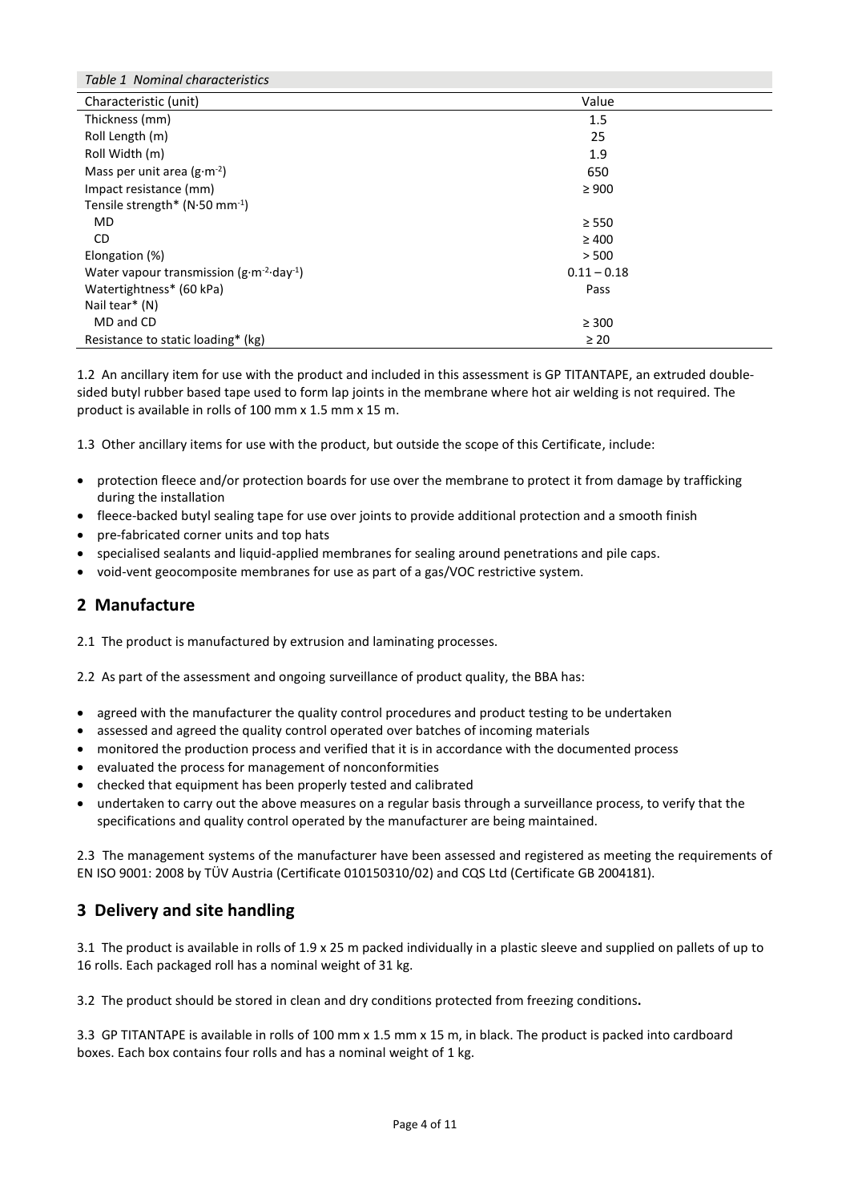*Table 1 Nominal characteristics*

| Characteristic (unit) | Value |
|---|---|
| Thickness (mm) | 1.5 |
| Roll Length (m) | 25 |
| Roll Width (m) | 1.9 |
| Mass per unit area ($g{\cdot}m^{-2}$) | 650 |
| Impact resistance (mm) | ≥ 900 |
| Tensile strength* ($N{\cdot}50\ mm^{-1}$) | |
| MD | ≥ 550 |
| CD | ≥ 400 |
| Elongation (%) | > 500 |
| Water vapour transmission ($g{\cdot}m^{-2}{\cdot}day^{-1}$) | 0.11 – 0.18 |
| Watertightness* (60 kPa) | Pass |
| Nail tear* (N) | |
| MD and CD | ≥ 300 |
| Resistance to static loading* (kg) | ≥ 20 |

1.2 An ancillary item for use with the product and included in this assessment is GP TITANTAPE, an extruded double-sided butyl rubber based tape used to form lap joints in the membrane where hot air welding is not required. The product is available in rolls of 100 mm x 1.5 mm x 15 m.

1.3 Other ancillary items for use with the product, but outside the scope of this Certificate, include:

- protection fleece and/or protection boards for use over the membrane to protect it from damage by trafficking during the installation
- fleece-backed butyl sealing tape for use over joints to provide additional protection and a smooth finish
- pre-fabricated corner units and top hats
- specialised sealants and liquid-applied membranes for sealing around penetrations and pile caps.
- void-vent geocomposite membranes for use as part of a gas/VOC restrictive system.

## 2 Manufacture

2.1 The product is manufactured by extrusion and laminating processes.

2.2 As part of the assessment and ongoing surveillance of product quality, the BBA has:

- agreed with the manufacturer the quality control procedures and product testing to be undertaken
- assessed and agreed the quality control operated over batches of incoming materials
- monitored the production process and verified that it is in accordance with the documented process
- evaluated the process for management of nonconformities
- checked that equipment has been properly tested and calibrated
- undertaken to carry out the above measures on a regular basis through a surveillance process, to verify that the specifications and quality control operated by the manufacturer are being maintained.

2.3 The management systems of the manufacturer have been assessed and registered as meeting the requirements of EN ISO 9001: 2008 by TÜV Austria (Certificate 010150310/02) and CQS Ltd (Certificate GB 2004181).

## 3 Delivery and site handling

3.1 The product is available in rolls of 1.9 x 25 m packed individually in a plastic sleeve and supplied on pallets of up to 16 rolls. Each packaged roll has a nominal weight of 31 kg.

3.2 The product should be stored in clean and dry conditions protected from freezing conditions**.**

3.3 GP TITANTAPE is available in rolls of 100 mm x 1.5 mm x 15 m, in black. The product is packed into cardboard boxes. Each box contains four rolls and has a nominal weight of 1 kg.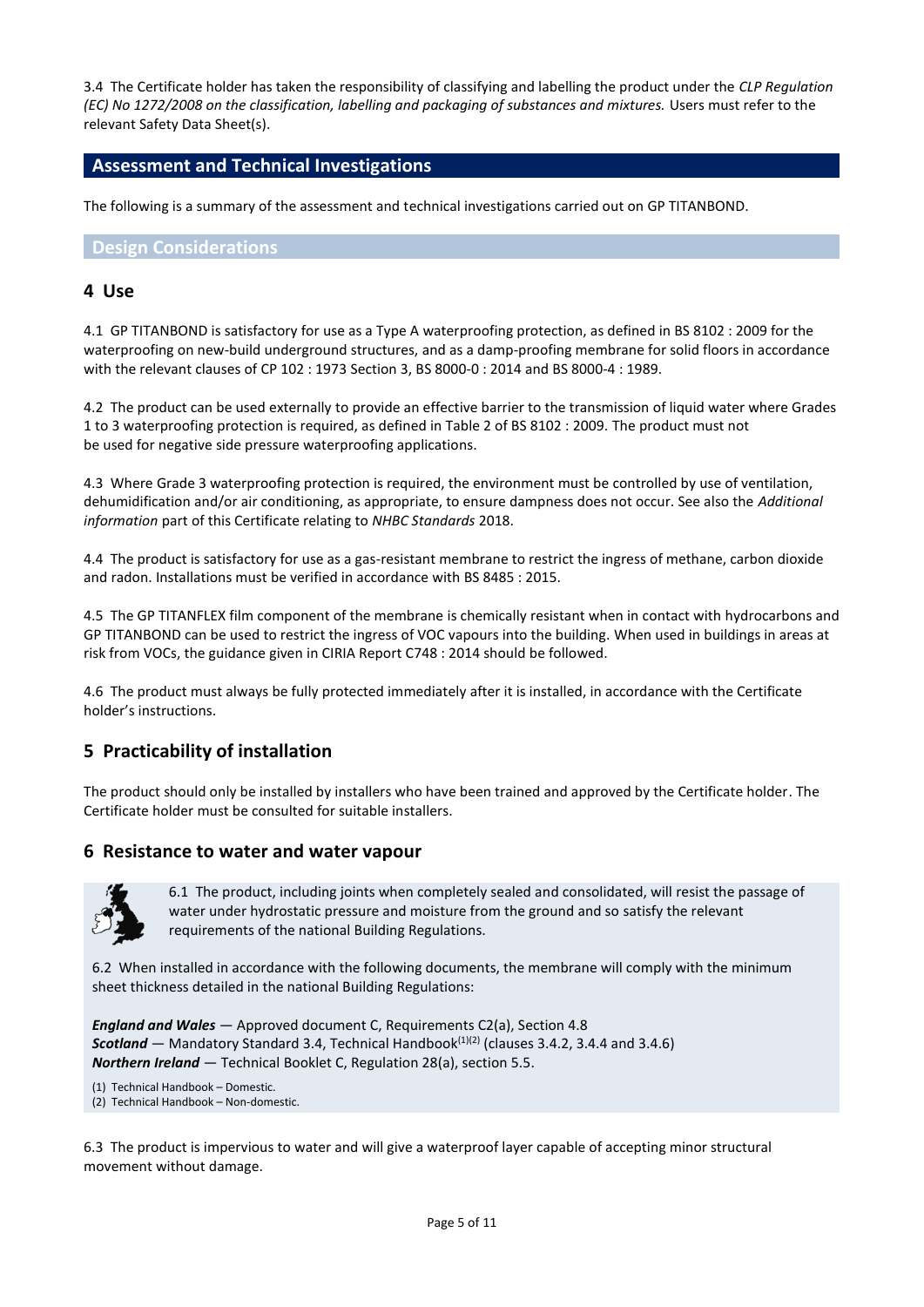3.4 The Certificate holder has taken the responsibility of classifying and labelling the product under the *CLP Regulation (EC) No 1272/2008 on the classification, labelling and packaging of substances and mixtures.* Users must refer to the relevant Safety Data Sheet(s).

## Assessment and Technical Investigations

The following is a summary of the assessment and technical investigations carried out on GP TITANBOND.

### Design Considerations

## 4 Use

4.1 GP TITANBOND is satisfactory for use as a Type A waterproofing protection, as defined in BS 8102 : 2009 for the waterproofing on new-build underground structures, and as a damp-proofing membrane for solid floors in accordance with the relevant clauses of CP 102 : 1973 Section 3, BS 8000-0 : 2014 and BS 8000-4 : 1989.

4.2 The product can be used externally to provide an effective barrier to the transmission of liquid water where Grades 1 to 3 waterproofing protection is required, as defined in Table 2 of BS 8102 : 2009. The product must not be used for negative side pressure waterproofing applications.

4.3 Where Grade 3 waterproofing protection is required, the environment must be controlled by use of ventilation, dehumidification and/or air conditioning, as appropriate, to ensure dampness does not occur. See also the *Additional information* part of this Certificate relating to *NHBC Standards* 2018.

4.4 The product is satisfactory for use as a gas-resistant membrane to restrict the ingress of methane, carbon dioxide and radon. Installations must be verified in accordance with BS 8485 : 2015.

4.5 The GP TITANFLEX film component of the membrane is chemically resistant when in contact with hydrocarbons and GP TITANBOND can be used to restrict the ingress of VOC vapours into the building. When used in buildings in areas at risk from VOCs, the guidance given in CIRIA Report C748 : 2014 should be followed.

4.6 The product must always be fully protected immediately after it is installed, in accordance with the Certificate holder's instructions.

## 5 Practicability of installation

The product should only be installed by installers who have been trained and approved by the Certificate holder. The Certificate holder must be consulted for suitable installers.

## 6 Resistance to water and water vapour

6.1 The product, including joints when completely sealed and consolidated, will resist the passage of water under hydrostatic pressure and moisture from the ground and so satisfy the relevant requirements of the national Building Regulations.

6.2 When installed in accordance with the following documents, the membrane will comply with the minimum sheet thickness detailed in the national Building Regulations:

***England and Wales*** — Approved document C, Requirements C2(a), Section 4.8
***Scotland*** — Mandatory Standard 3.4, Technical Handbook[(1)(2)] (clauses 3.4.2, 3.4.4 and 3.4.6)
***Northern Ireland*** — Technical Booklet C, Regulation 28(a), section 5.5.

(1) Technical Handbook – Domestic.
(2) Technical Handbook – Non-domestic.

6.3 The product is impervious to water and will give a waterproof layer capable of accepting minor structural movement without damage.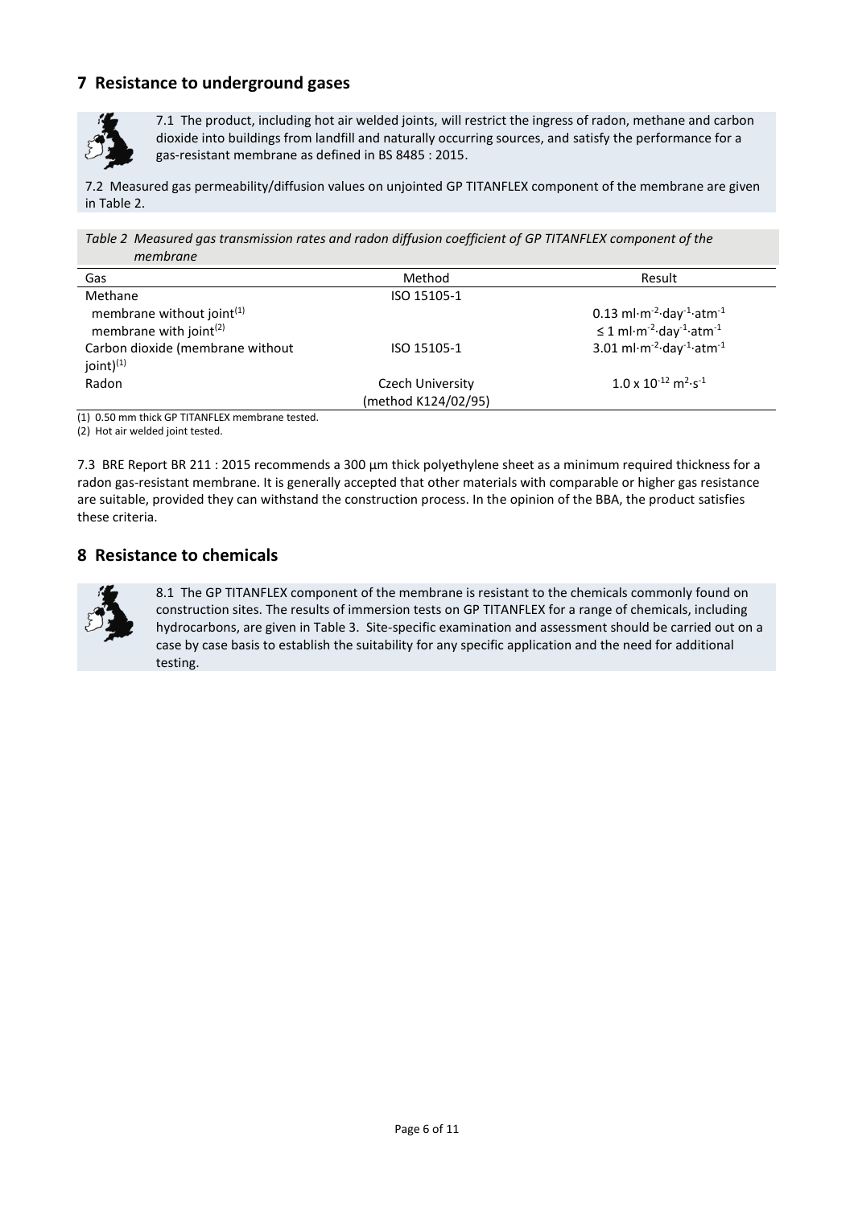## 7 Resistance to underground gases

7.1 The product, including hot air welded joints, will restrict the ingress of radon, methane and carbon dioxide into buildings from landfill and naturally occurring sources, and satisfy the performance for a gas-resistant membrane as defined in BS 8485 : 2015.

7.2 Measured gas permeability/diffusion values on unjointed GP TITANFLEX component of the membrane are given in Table 2.

*Table 2 Measured gas transmission rates and radon diffusion coefficient of GP TITANFLEX component of the membrane*

| Gas | Method | Result |
|---|---|---|
| Methane | ISO 15105-1 | |
| membrane without joint[1] | | $0.13 \text{ ml·m}^{-2}\text{·day}^{-1}\text{·atm}^{-1}$ |
| membrane with joint[2] | | $\leq 1 \text{ ml·m}^{-2}\text{·day}^{-1}\text{·atm}^{-1}$ |
| Carbon dioxide (membrane without joint)[1] | ISO 15105-1 | $3.01 \text{ ml·m}^{-2}\text{·day}^{-1}\text{·atm}^{-1}$ |
| Radon | Czech University (method K124/02/95) | $1.0 \times 10^{-12} \text{ m}^2\text{·s}^{-1}$ |

(1) 0.50 mm thick GP TITANFLEX membrane tested.

(2) Hot air welded joint tested.

7.3 BRE Report BR 211 : 2015 recommends a 300 µm thick polyethylene sheet as a minimum required thickness for a radon gas-resistant membrane. It is generally accepted that other materials with comparable or higher gas resistance are suitable, provided they can withstand the construction process. In the opinion of the BBA, the product satisfies these criteria.

## 8 Resistance to chemicals

8.1 The GP TITANFLEX component of the membrane is resistant to the chemicals commonly found on construction sites. The results of immersion tests on GP TITANFLEX for a range of chemicals, including hydrocarbons, are given in Table 3. Site-specific examination and assessment should be carried out on a case by case basis to establish the suitability for any specific application and the need for additional testing.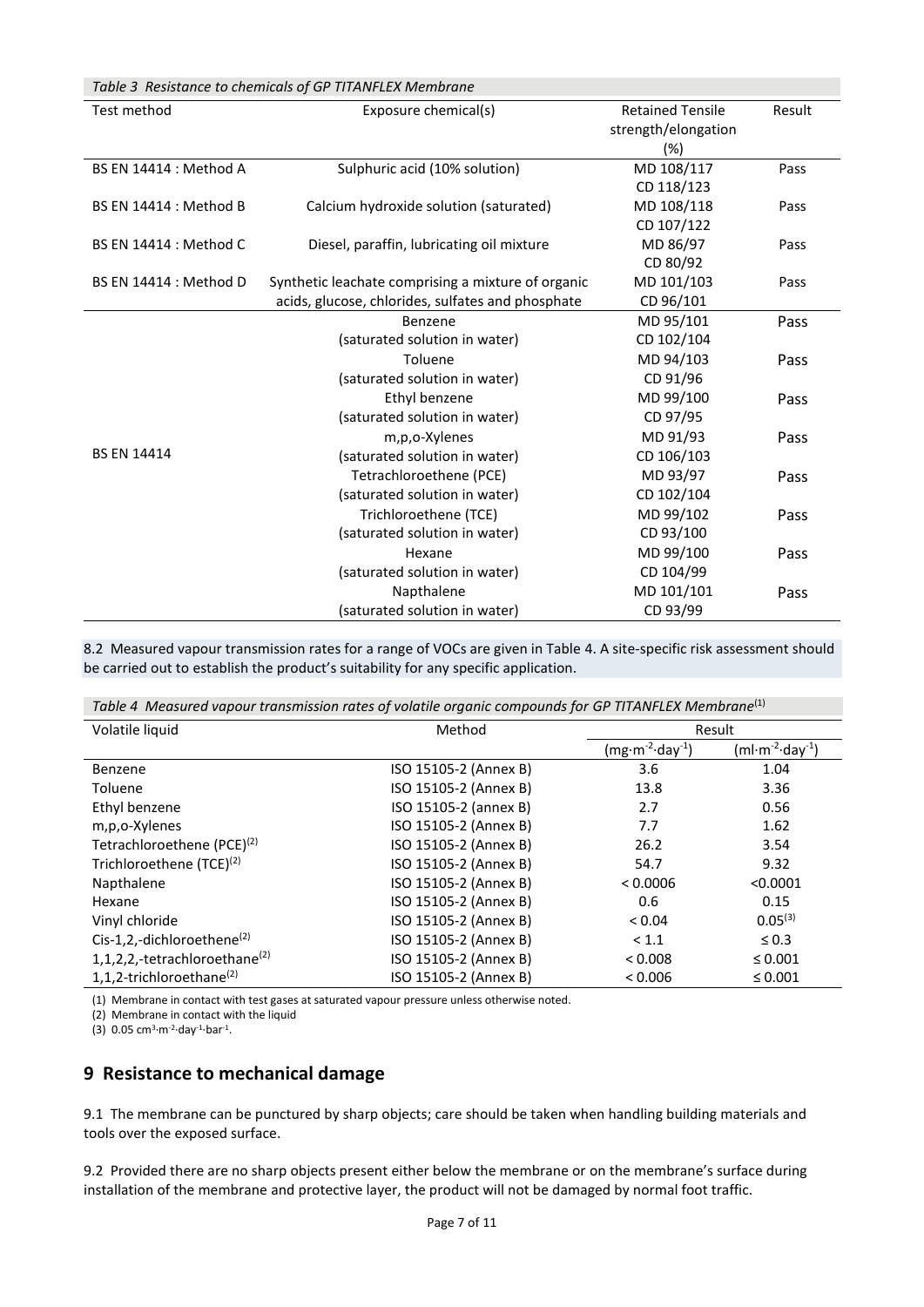*Table 3 Resistance to chemicals of GP TITANFLEX Membrane*

| Test method | Exposure chemical(s) | Retained Tensile strength/elongation (%) | Result |
|---|---|---|---|
| BS EN 14414 : Method A | Sulphuric acid (10% solution) | MD 108/117<br>CD 118/123 | Pass |
| BS EN 14414 : Method B | Calcium hydroxide solution (saturated) | MD 108/118<br>CD 107/122 | Pass |
| BS EN 14414 : Method C | Diesel, paraffin, lubricating oil mixture | MD 86/97<br>CD 80/92 | Pass |
| BS EN 14414 : Method D | Synthetic leachate comprising a mixture of organic acids, glucose, chlorides, sulfates and phosphate | MD 101/103<br>CD 96/101 | Pass |
| BS EN 14414 | Benzene<br>(saturated solution in water) | MD 95/101<br>CD 102/104 | Pass |
| | Toluene<br>(saturated solution in water) | MD 94/103<br>CD 91/96 | Pass |
| | Ethyl benzene<br>(saturated solution in water) | MD 99/100<br>CD 97/95 | Pass |
| | m,p,o-Xylenes<br>(saturated solution in water) | MD 91/93<br>CD 106/103 | Pass |
| | Tetrachloroethene (PCE)<br>(saturated solution in water) | MD 93/97<br>CD 102/104 | Pass |
| | Trichloroethene (TCE)<br>(saturated solution in water) | MD 99/102<br>CD 93/100 | Pass |
| | Hexane<br>(saturated solution in water) | MD 99/100<br>CD 104/99 | Pass |
| | Napthalene<br>(saturated solution in water) | MD 101/101<br>CD 93/99 | Pass |

8.2 Measured vapour transmission rates for a range of VOCs are given in Table 4. A site-specific risk assessment should be carried out to establish the product's suitability for any specific application.

*Table 4 Measured vapour transmission rates of volatile organic compounds for GP TITANFLEX Membrane*[1]

| Volatile liquid | Method | Result | |
|---|---|---|---|
| | | ($mg \cdot m^{-2} \cdot day^{-1}$) | ($ml \cdot m^{-2} \cdot day^{-1}$) |
| Benzene | ISO 15105-2 (Annex B) | 3.6 | 1.04 |
| Toluene | ISO 15105-2 (Annex B) | 13.8 | 3.36 |
| Ethyl benzene | ISO 15105-2 (annex B) | 2.7 | 0.56 |
| m,p,o-Xylenes | ISO 15105-2 (Annex B) | 7.7 | 1.62 |
| Tetrachloroethene (PCE)[2] | ISO 15105-2 (Annex B) | 26.2 | 3.54 |
| Trichloroethene (TCE)[2] | ISO 15105-2 (Annex B) | 54.7 | 9.32 |
| Napthalene | ISO 15105-2 (Annex B) | < 0.0006 | <0.0001 |
| Hexane | ISO 15105-2 (Annex B) | 0.6 | 0.15 |
| Vinyl chloride | ISO 15105-2 (Annex B) | < 0.04 | 0.05[3] |
| Cis-1,2,-dichloroethene[2] | ISO 15105-2 (Annex B) | < 1.1 | ≤ 0.3 |
| 1,1,2,2,-tetrachloroethane[2] | ISO 15105-2 (Annex B) | < 0.008 | ≤ 0.001 |
| 1,1,2-trichloroethane[2] | ISO 15105-2 (Annex B) | < 0.006 | ≤ 0.001 |

(1) Membrane in contact with test gases at saturated vapour pressure unless otherwise noted.

(2) Membrane in contact with the liquid

(3) $0.05\ cm^3 \cdot m^{-2} \cdot day^{-1} \cdot bar^{-1}$.

## 9 Resistance to mechanical damage

9.1 The membrane can be punctured by sharp objects; care should be taken when handling building materials and tools over the exposed surface.

9.2 Provided there are no sharp objects present either below the membrane or on the membrane's surface during installation of the membrane and protective layer, the product will not be damaged by normal foot traffic.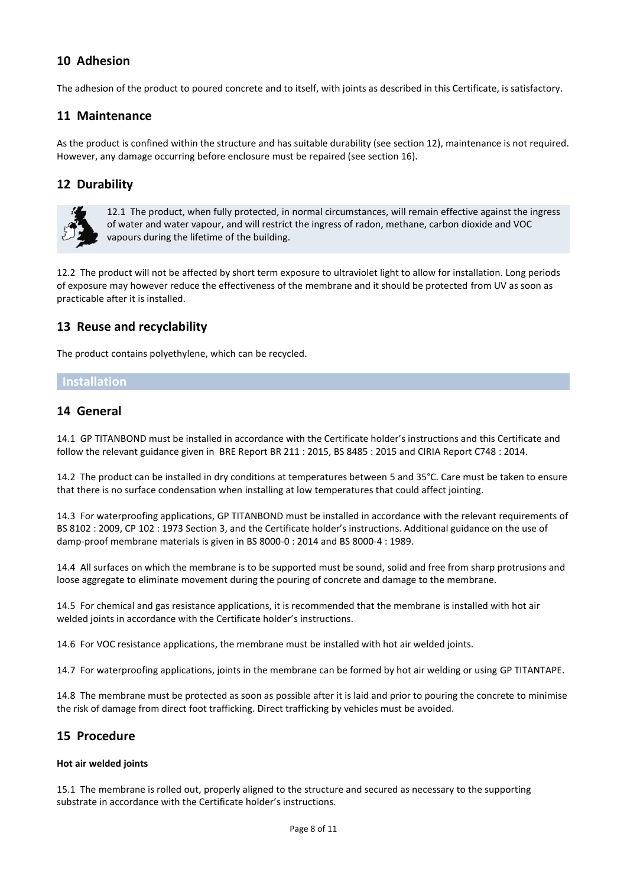## 10 Adhesion

The adhesion of the product to poured concrete and to itself, with joints as described in this Certificate, is satisfactory.

## 11 Maintenance

As the product is confined within the structure and has suitable durability (see section 12), maintenance is not required. However, any damage occurring before enclosure must be repaired (see section 16).

## 12 Durability

12.1 The product, when fully protected, in normal circumstances, will remain effective against the ingress of water and water vapour, and will restrict the ingress of radon, methane, carbon dioxide and VOC vapours during the lifetime of the building.

12.2 The product will not be affected by short term exposure to ultraviolet light to allow for installation. Long periods of exposure may however reduce the effectiveness of the membrane and it should be protected from UV as soon as practicable after it is installed.

## 13 Reuse and recyclability

The product contains polyethylene, which can be recycled.

# Installation

## 14 General

14.1 GP TITANBOND must be installed in accordance with the Certificate holder's instructions and this Certificate and follow the relevant guidance given in BRE Report BR 211 : 2015, BS 8485 : 2015 and CIRIA Report C748 : 2014.

14.2 The product can be installed in dry conditions at temperatures between 5 and 35°C. Care must be taken to ensure that there is no surface condensation when installing at low temperatures that could affect jointing.

14.3 For waterproofing applications, GP TITANBOND must be installed in accordance with the relevant requirements of BS 8102 : 2009, CP 102 : 1973 Section 3, and the Certificate holder's instructions. Additional guidance on the use of damp-proof membrane materials is given in BS 8000-0 : 2014 and BS 8000-4 : 1989.

14.4 All surfaces on which the membrane is to be supported must be sound, solid and free from sharp protrusions and loose aggregate to eliminate movement during the pouring of concrete and damage to the membrane.

14.5 For chemical and gas resistance applications, it is recommended that the membrane is installed with hot air welded joints in accordance with the Certificate holder's instructions.

14.6 For VOC resistance applications, the membrane must be installed with hot air welded joints.

14.7 For waterproofing applications, joints in the membrane can be formed by hot air welding or using GP TITANTAPE.

14.8 The membrane must be protected as soon as possible after it is laid and prior to pouring the concrete to minimise the risk of damage from direct foot trafficking. Direct trafficking by vehicles must be avoided.

## 15 Procedure

**Hot air welded joints**

15.1 The membrane is rolled out, properly aligned to the structure and secured as necessary to the supporting substrate in accordance with the Certificate holder's instructions.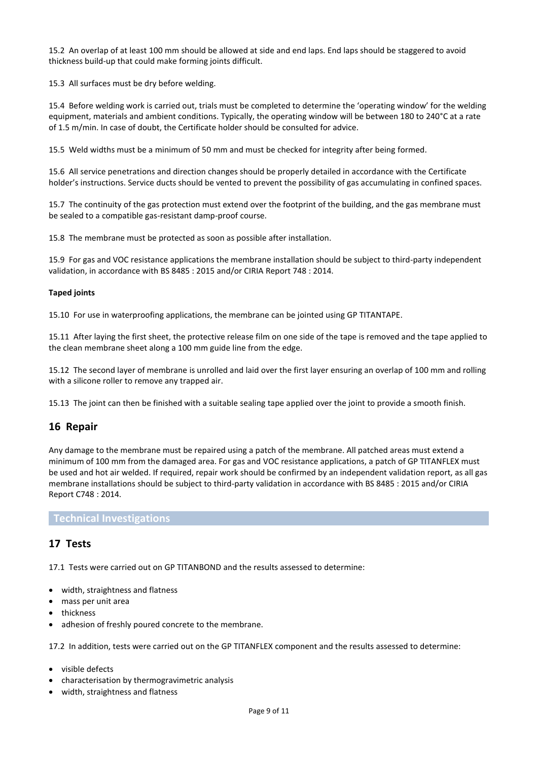15.2 An overlap of at least 100 mm should be allowed at side and end laps. End laps should be staggered to avoid thickness build-up that could make forming joints difficult.

15.3 All surfaces must be dry before welding.

15.4 Before welding work is carried out, trials must be completed to determine the 'operating window' for the welding equipment, materials and ambient conditions. Typically, the operating window will be between 180 to 240°C at a rate of 1.5 m/min. In case of doubt, the Certificate holder should be consulted for advice.

15.5 Weld widths must be a minimum of 50 mm and must be checked for integrity after being formed.

15.6 All service penetrations and direction changes should be properly detailed in accordance with the Certificate holder's instructions. Service ducts should be vented to prevent the possibility of gas accumulating in confined spaces.

15.7 The continuity of the gas protection must extend over the footprint of the building, and the gas membrane must be sealed to a compatible gas-resistant damp-proof course.

15.8 The membrane must be protected as soon as possible after installation.

15.9 For gas and VOC resistance applications the membrane installation should be subject to third-party independent validation, in accordance with BS 8485 : 2015 and/or CIRIA Report 748 : 2014.

**Taped joints**

15.10 For use in waterproofing applications, the membrane can be jointed using GP TITANTAPE.

15.11 After laying the first sheet, the protective release film on one side of the tape is removed and the tape applied to the clean membrane sheet along a 100 mm guide line from the edge.

15.12 The second layer of membrane is unrolled and laid over the first layer ensuring an overlap of 100 mm and rolling with a silicone roller to remove any trapped air.

15.13 The joint can then be finished with a suitable sealing tape applied over the joint to provide a smooth finish.

## 16 Repair

Any damage to the membrane must be repaired using a patch of the membrane. All patched areas must extend a minimum of 100 mm from the damaged area. For gas and VOC resistance applications, a patch of GP TITANFLEX must be used and hot air welded. If required, repair work should be confirmed by an independent validation report, as all gas membrane installations should be subject to third-party validation in accordance with BS 8485 : 2015 and/or CIRIA Report C748 : 2014.

## Technical Investigations

## 17 Tests

17.1 Tests were carried out on GP TITANBOND and the results assessed to determine:

- width, straightness and flatness
- mass per unit area
- thickness
- adhesion of freshly poured concrete to the membrane.

17.2 In addition, tests were carried out on the GP TITANFLEX component and the results assessed to determine:

- visible defects
- characterisation by thermogravimetric analysis
- width, straightness and flatness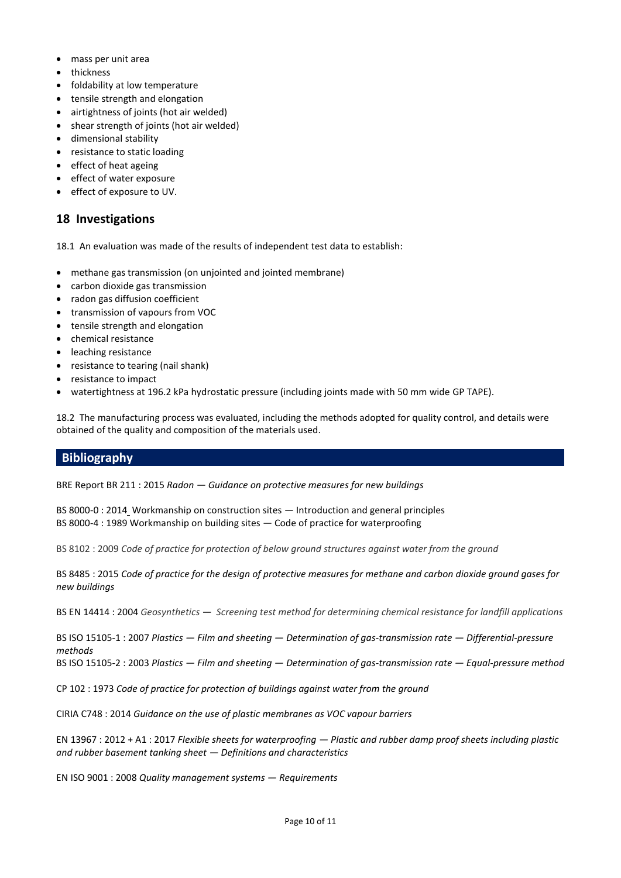- mass per unit area
- thickness
- foldability at low temperature
- tensile strength and elongation
- airtightness of joints (hot air welded)
- shear strength of joints (hot air welded)
- dimensional stability
- resistance to static loading
- effect of heat ageing
- effect of water exposure
- effect of exposure to UV.

## 18 Investigations

18.1 An evaluation was made of the results of independent test data to establish:

- methane gas transmission (on unjointed and jointed membrane)
- carbon dioxide gas transmission
- radon gas diffusion coefficient
- transmission of vapours from VOC
- tensile strength and elongation
- chemical resistance
- leaching resistance
- resistance to tearing (nail shank)
- resistance to impact
- watertightness at 196.2 kPa hydrostatic pressure (including joints made with 50 mm wide GP TAPE).

18.2 The manufacturing process was evaluated, including the methods adopted for quality control, and details were obtained of the quality and composition of the materials used.

## Bibliography

BRE Report BR 211 : 2015 *Radon — Guidance on protective measures for new buildings*

BS 8000-0 : 2014 Workmanship on construction sites — Introduction and general principles
BS 8000-4 : 1989 Workmanship on building sites — Code of practice for waterproofing

BS 8102 : 2009 *Code of practice for protection of below ground structures against water from the ground*

BS 8485 : 2015 *Code of practice for the design of protective measures for methane and carbon dioxide ground gases for new buildings*

BS EN 14414 : 2004 *Geosynthetics — Screening test method for determining chemical resistance for landfill applications*

BS ISO 15105-1 : 2007 *Plastics — Film and sheeting — Determination of gas-transmission rate — Differential-pressure methods*
BS ISO 15105-2 : 2003 *Plastics — Film and sheeting — Determination of gas-transmission rate — Equal-pressure method*

CP 102 : 1973 *Code of practice for protection of buildings against water from the ground*

CIRIA C748 : 2014 *Guidance on the use of plastic membranes as VOC vapour barriers*

EN 13967 : 2012 + A1 : 2017 *Flexible sheets for waterproofing — Plastic and rubber damp proof sheets including plastic and rubber basement tanking sheet — Definitions and characteristics*

EN ISO 9001 : 2008 *Quality management systems — Requirements*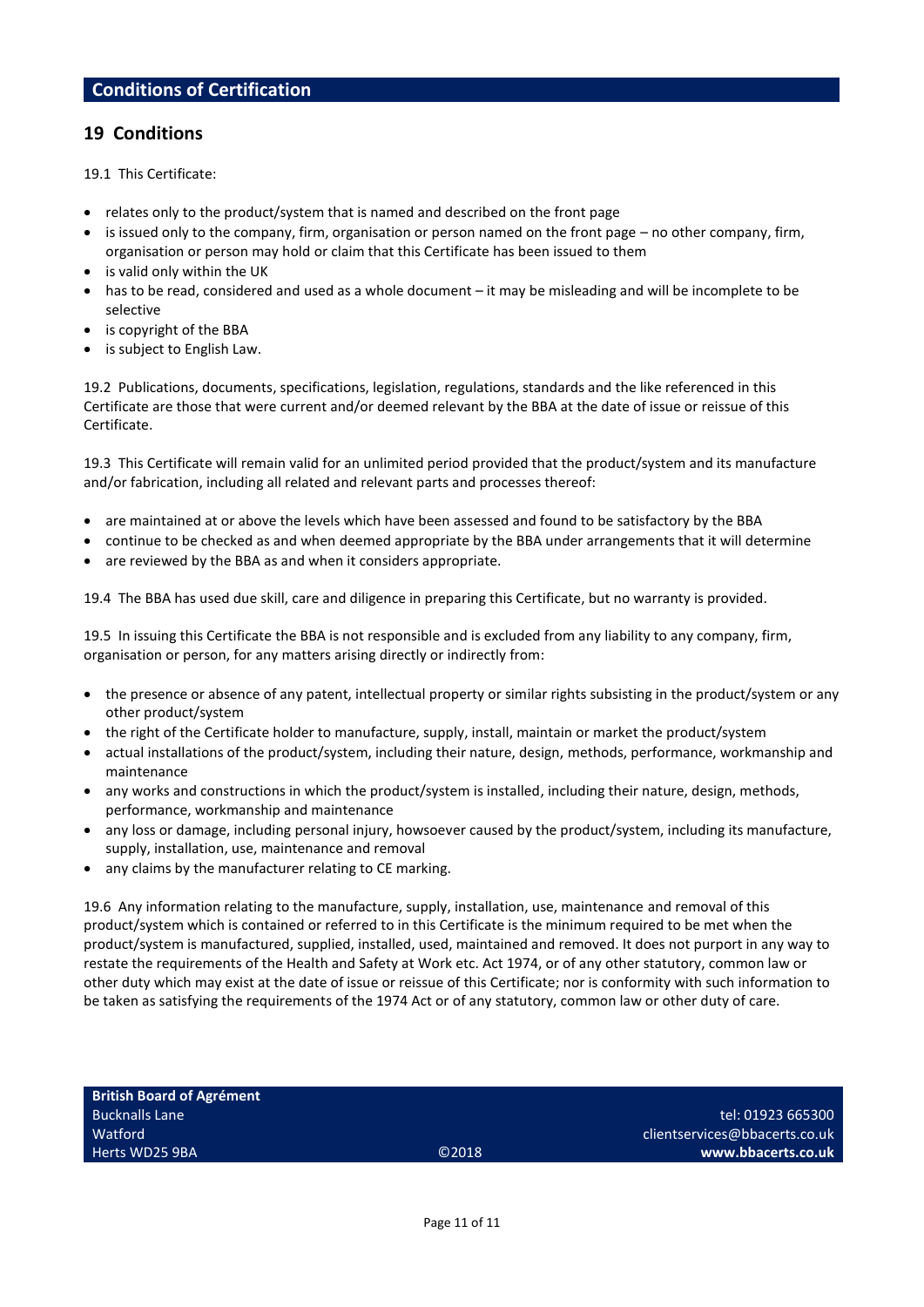## Conditions of Certification

### 19 Conditions

19.1 This Certificate:

- relates only to the product/system that is named and described on the front page
- is issued only to the company, firm, organisation or person named on the front page – no other company, firm, organisation or person may hold or claim that this Certificate has been issued to them
- is valid only within the UK
- has to be read, considered and used as a whole document – it may be misleading and will be incomplete to be selective
- is copyright of the BBA
- is subject to English Law.

19.2 Publications, documents, specifications, legislation, regulations, standards and the like referenced in this Certificate are those that were current and/or deemed relevant by the BBA at the date of issue or reissue of this Certificate.

19.3 This Certificate will remain valid for an unlimited period provided that the product/system and its manufacture and/or fabrication, including all related and relevant parts and processes thereof:

- are maintained at or above the levels which have been assessed and found to be satisfactory by the BBA
- continue to be checked as and when deemed appropriate by the BBA under arrangements that it will determine
- are reviewed by the BBA as and when it considers appropriate.

19.4 The BBA has used due skill, care and diligence in preparing this Certificate, but no warranty is provided.

19.5 In issuing this Certificate the BBA is not responsible and is excluded from any liability to any company, firm, organisation or person, for any matters arising directly or indirectly from:

- the presence or absence of any patent, intellectual property or similar rights subsisting in the product/system or any other product/system
- the right of the Certificate holder to manufacture, supply, install, maintain or market the product/system
- actual installations of the product/system, including their nature, design, methods, performance, workmanship and maintenance
- any works and constructions in which the product/system is installed, including their nature, design, methods, performance, workmanship and maintenance
- any loss or damage, including personal injury, howsoever caused by the product/system, including its manufacture, supply, installation, use, maintenance and removal
- any claims by the manufacturer relating to CE marking.

19.6 Any information relating to the manufacture, supply, installation, use, maintenance and removal of this product/system which is contained or referred to in this Certificate is the minimum required to be met when the product/system is manufactured, supplied, installed, used, maintained and removed. It does not purport in any way to restate the requirements of the Health and Safety at Work etc. Act 1974, or of any other statutory, common law or other duty which may exist at the date of issue or reissue of this Certificate; nor is conformity with such information to be taken as satisfying the requirements of the 1974 Act or of any statutory, common law or other duty of care.

**British Board of Agrément**
Bucknalls Lane
Watford
Herts WD25 9BA

©2018

tel: 01923 665300
clientservices@bbacerts.co.uk
**www.bbacerts.co.uk**